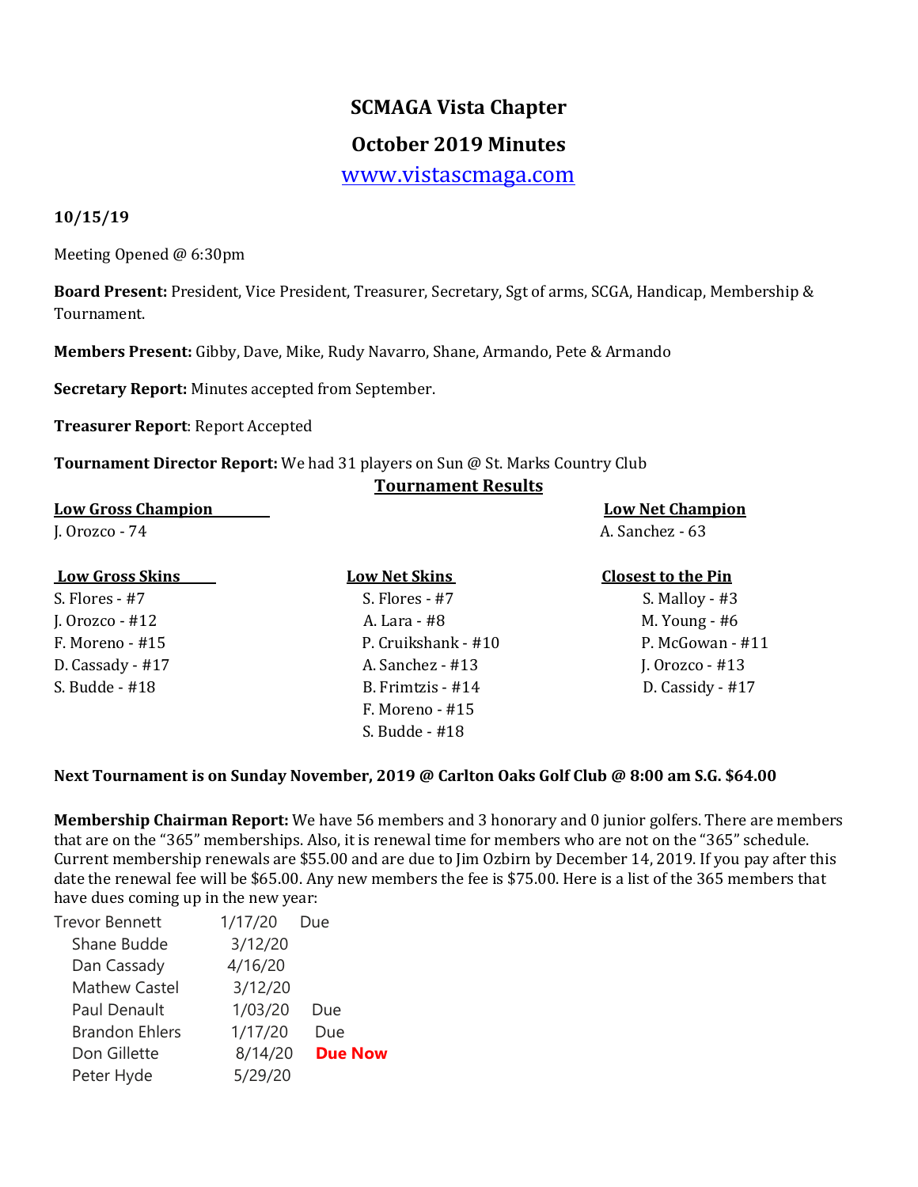# SCMAGA Vista Chapter

## October 2019 Minutes

www.vistascmaga.com

**10/15/19**

Meeting Opened @ 6:30pm

**Board Present:** President, Vice President, Treasurer, Secretary, Sgt of arms, SCGA, Handicap, Membership & Tournament.

**Members Present:** Gibby, Dave, Mike, Rudy Navarro, Shane, Armando, Pete & Armando

**Secretary Report:** Minutes accepted from September.

**Treasurer Report**: Report Accepted

**Tournament Director Report:** We had 31 players on Sun @ St. Marks Country Club

**Tournament Results**

**Low Gross Champion**

J. Orozco - 74

**Low Net Champion**

A. Sanchez - 63

| Low Gross Skins | Low Net Skins | Closest to the Pin |
|---|---|---|
| S. Flores - #7 | S. Flores - #7 | S. Malloy - #3 |
| J. Orozco - #12 | A. Lara - #8 | M. Young - #6 |
| F. Moreno - #15 | P. Cruikshank - #10 | P. McGowan - #11 |
| D. Cassady - #17 | A. Sanchez - #13 | J. Orozco - #13 |
| S. Budde - #18 | B. Frimtzis - #14 | D. Cassidy - #17 |
| | F. Moreno - #15 | |
| | S. Budde - #18 | |

**Next Tournament is on Sunday November, 2019 @ Carlton Oaks Golf Club @ 8:00 am S.G. $64.00**

**Membership Chairman Report:** We have 56 members and 3 honorary and 0 junior golfers. There are members that are on the "365" memberships. Also, it is renewal time for members who are not on the "365" schedule. Current membership renewals are $55.00 and are due to Jim Ozbirn by December 14, 2019. If you pay after this date the renewal fee will be $65.00. Any new members the fee is $75.00. Here is a list of the 365 members that have dues coming up in the new year:

| | | |
|---|---|---|
| Trevor Bennett | 1/17/20 | Due |
| Shane Budde | 3/12/20 | |
| Dan Cassady | 4/16/20 | |
| Mathew Castel | 3/12/20 | |
| Paul Denault | 1/03/20 | Due |
| Brandon Ehlers | 1/17/20 | Due |
| Don Gillette | 8/14/20 | **Due Now** |
| Peter Hyde | 5/29/20 | |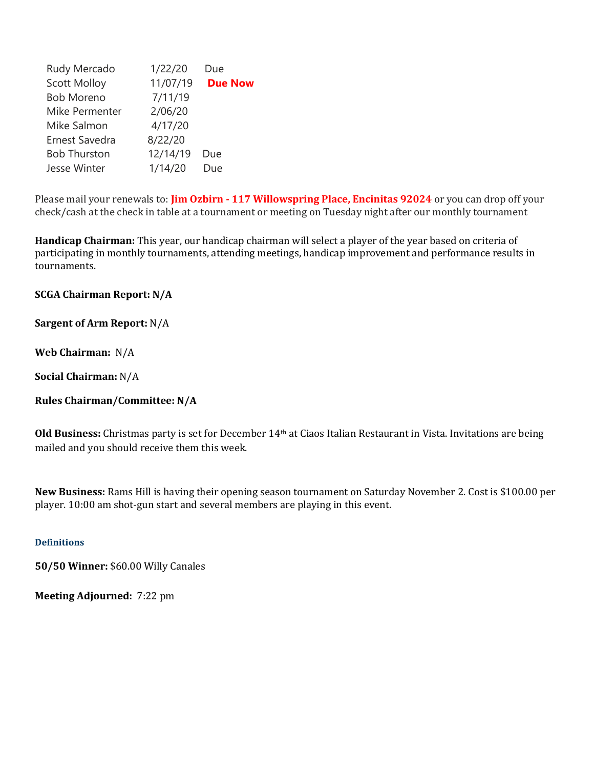| | | |
|---|---|---|
| Rudy Mercado | 1/22/20 | Due |
| Scott Molloy | 11/07/19 | **Due Now** |
| Bob Moreno | 7/11/19 | |
| Mike Permenter | 2/06/20 | |
| Mike Salmon | 4/17/20 | |
| Ernest Savedra | 8/22/20 | |
| Bob Thurston | 12/14/19 | Due |
| Jesse Winter | 1/14/20 | Due |

Please mail your renewals to: **Jim Ozbirn - 117 Willowspring Place, Encinitas 92024** or you can drop off your check/cash at the check in table at a tournament or meeting on Tuesday night after our monthly tournament

**Handicap Chairman:** This year, our handicap chairman will select a player of the year based on criteria of participating in monthly tournaments, attending meetings, handicap improvement and performance results in tournaments.

**SCGA Chairman Report: N/A**

**Sargent of Arm Report:** N/A

**Web Chairman:** N/A

**Social Chairman:** N/A

**Rules Chairman/Committee: N/A**

**Old Business:** Christmas party is set for December 14th at Ciaos Italian Restaurant in Vista. Invitations are being mailed and you should receive them this week.

**New Business:** Rams Hill is having their opening season tournament on Saturday November 2. Cost is $100.00 per player. 10:00 am shot-gun start and several members are playing in this event.

**Definitions**

**50/50 Winner:** $60.00 Willy Canales

**Meeting Adjourned:** 7:22 pm